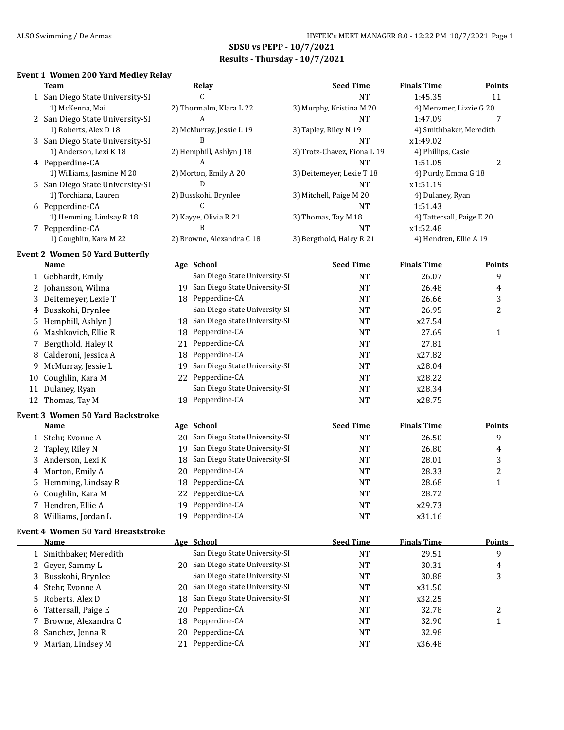## SDSU vs PEPP - 10/7/2021

### Results - Thursday - 10/7/2021

#### Event 1 Women 200 Yard Medley Relay

| | Team | Relay | Seed Time | Finals Time | Points |
|---|---|---|---|---|---|
| 1 | San Diego State University-SI | C | NT | 1:45.35 | 11 |
| | 1) McKenna, Mai | 2) Thormalm, Klara L 22 | 3) Murphy, Kristina M 20 | 4) Menzmer, Lizzie G 20 | |
| 2 | San Diego State University-SI | A | NT | 1:47.09 | 7 |
| | 1) Roberts, Alex D 18 | 2) McMurray, Jessie L 19 | 3) Tapley, Riley N 19 | 4) Smithbaker, Meredith | |
| 3 | San Diego State University-SI | B | NT | x1:49.02 | |
| | 1) Anderson, Lexi K 18 | 2) Hemphill, Ashlyn J 18 | 3) Trotz-Chavez, Fiona L 19 | 4) Phillips, Casie | |
| 4 | Pepperdine-CA | A | NT | 1:51.05 | 2 |
| | 1) Williams, Jasmine M 20 | 2) Morton, Emily A 20 | 3) Deitemeyer, Lexie T 18 | 4) Purdy, Emma G 18 | |
| 5 | San Diego State University-SI | D | NT | x1:51.19 | |
| | 1) Torchiana, Lauren | 2) Busskohi, Brynlee | 3) Mitchell, Paige M 20 | 4) Dulaney, Ryan | |
| 6 | Pepperdine-CA | C | NT | 1:51.43 | |
| | 1) Hemming, Lindsay R 18 | 2) Kayye, Olivia R 21 | 3) Thomas, Tay M 18 | 4) Tattersall, Paige E 20 | |
| 7 | Pepperdine-CA | B | NT | x1:52.48 | |
| | 1) Coughlin, Kara M 22 | 2) Browne, Alexandra C 18 | 3) Bergthold, Haley R 21 | 4) Hendren, Ellie A 19 | |

#### Event 2 Women 50 Yard Butterfly

| | Name | Age | School | Seed Time | Finals Time | Points |
|---|---|---|---|---|---|---|
| 1 | Gebhardt, Emily | | San Diego State University-SI | NT | 26.07 | 9 |
| 2 | Johansson, Wilma | 19 | San Diego State University-SI | NT | 26.48 | 4 |
| 3 | Deitemeyer, Lexie T | 18 | Pepperdine-CA | NT | 26.66 | 3 |
| 4 | Busskohi, Brynlee | | San Diego State University-SI | NT | 26.95 | 2 |
| 5 | Hemphill, Ashlyn J | 18 | San Diego State University-SI | NT | x27.54 | |
| 6 | Mashkovich, Ellie R | 18 | Pepperdine-CA | NT | 27.69 | 1 |
| 7 | Bergthold, Haley R | 21 | Pepperdine-CA | NT | 27.81 | |
| 8 | Calderoni, Jessica A | 18 | Pepperdine-CA | NT | x27.82 | |
| 9 | McMurray, Jessie L | 19 | San Diego State University-SI | NT | x28.04 | |
| 10 | Coughlin, Kara M | 22 | Pepperdine-CA | NT | x28.22 | |
| 11 | Dulaney, Ryan | | San Diego State University-SI | NT | x28.34 | |
| 12 | Thomas, Tay M | 18 | Pepperdine-CA | NT | x28.75 | |

#### Event 3 Women 50 Yard Backstroke

| | Name | Age | School | Seed Time | Finals Time | Points |
|---|---|---|---|---|---|---|
| 1 | Stehr, Evonne A | 20 | San Diego State University-SI | NT | 26.50 | 9 |
| 2 | Tapley, Riley N | 19 | San Diego State University-SI | NT | 26.80 | 4 |
| 3 | Anderson, Lexi K | 18 | San Diego State University-SI | NT | 28.01 | 3 |
| 4 | Morton, Emily A | 20 | Pepperdine-CA | NT | 28.33 | 2 |
| 5 | Hemming, Lindsay R | 18 | Pepperdine-CA | NT | 28.68 | 1 |
| 6 | Coughlin, Kara M | 22 | Pepperdine-CA | NT | 28.72 | |
| 7 | Hendren, Ellie A | 19 | Pepperdine-CA | NT | x29.73 | |
| 8 | Williams, Jordan L | 19 | Pepperdine-CA | NT | x31.16 | |

#### Event 4 Women 50 Yard Breaststroke

| | Name | Age | School | Seed Time | Finals Time | Points |
|---|---|---|---|---|---|---|
| 1 | Smithbaker, Meredith | | San Diego State University-SI | NT | 29.51 | 9 |
| 2 | Geyer, Sammy L | 20 | San Diego State University-SI | NT | 30.31 | 4 |
| 3 | Busskohi, Brynlee | | San Diego State University-SI | NT | 30.88 | 3 |
| 4 | Stehr, Evonne A | 20 | San Diego State University-SI | NT | x31.50 | |
| 5 | Roberts, Alex D | 18 | San Diego State University-SI | NT | x32.25 | |
| 6 | Tattersall, Paige E | 20 | Pepperdine-CA | NT | 32.78 | 2 |
| 7 | Browne, Alexandra C | 18 | Pepperdine-CA | NT | 32.90 | 1 |
| 8 | Sanchez, Jenna R | 20 | Pepperdine-CA | NT | 32.98 | |
| 9 | Marian, Lindsey M | 21 | Pepperdine-CA | NT | x36.48 | |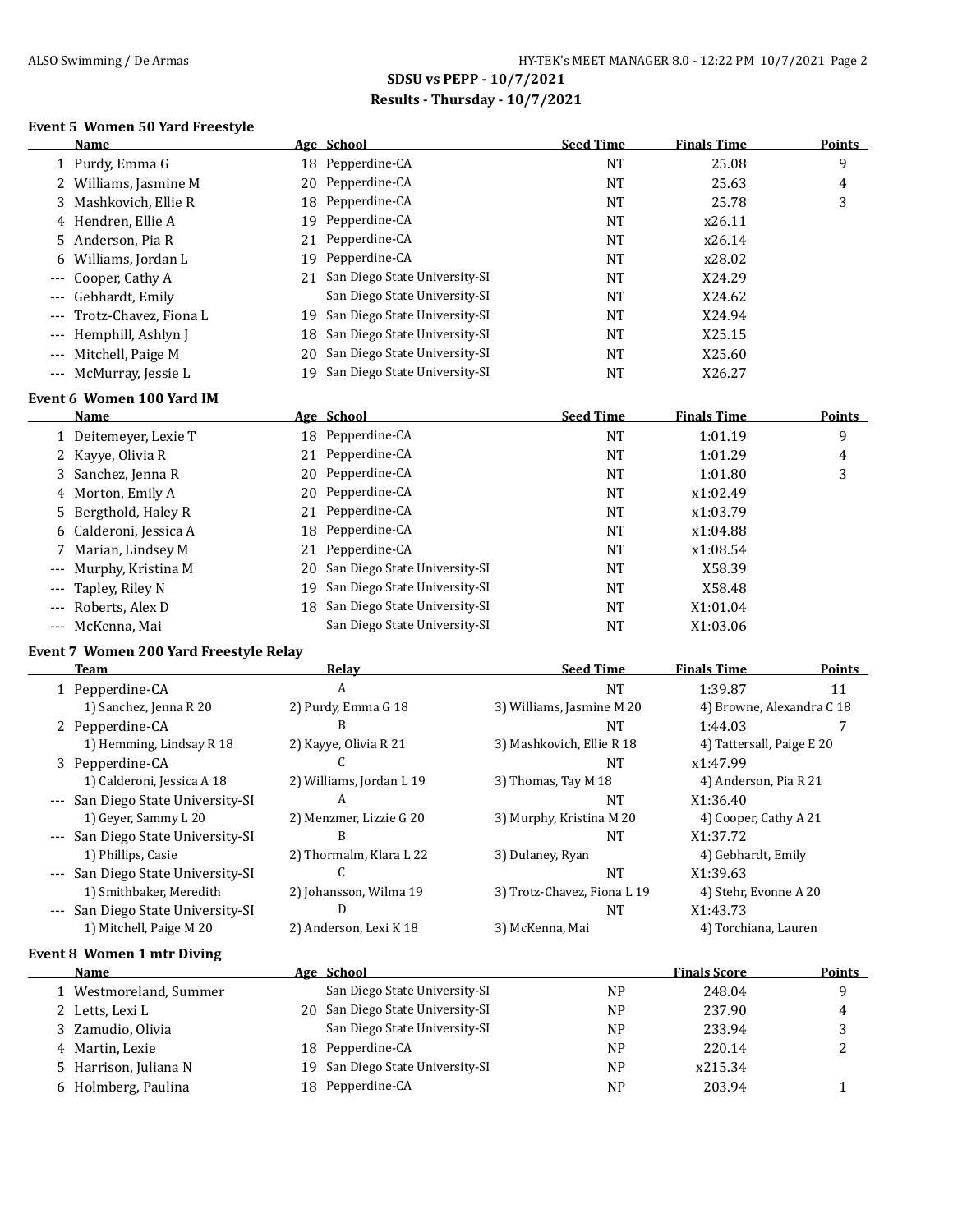## SDSU vs PEPP - 10/7/2021

### Results - Thursday - 10/7/2021

#### Event 5 Women 50 Yard Freestyle

| | Name | Age | School | Seed Time | Finals Time | Points |
|---|---|---|---|---|---|---|
| 1 | Purdy, Emma G | 18 | Pepperdine-CA | NT | 25.08 | 9 |
| 2 | Williams, Jasmine M | 20 | Pepperdine-CA | NT | 25.63 | 4 |
| 3 | Mashkovich, Ellie R | 18 | Pepperdine-CA | NT | 25.78 | 3 |
| 4 | Hendren, Ellie A | 19 | Pepperdine-CA | NT | x26.11 | |
| 5 | Anderson, Pia R | 21 | Pepperdine-CA | NT | x26.14 | |
| 6 | Williams, Jordan L | 19 | Pepperdine-CA | NT | x28.02 | |
| --- | Cooper, Cathy A | 21 | San Diego State University-SI | NT | X24.29 | |
| --- | Gebhardt, Emily | | San Diego State University-SI | NT | X24.62 | |
| --- | Trotz-Chavez, Fiona L | 19 | San Diego State University-SI | NT | X24.94 | |
| --- | Hemphill, Ashlyn J | 18 | San Diego State University-SI | NT | X25.15 | |
| --- | Mitchell, Paige M | 20 | San Diego State University-SI | NT | X25.60 | |
| --- | McMurray, Jessie L | 19 | San Diego State University-SI | NT | X26.27 | |

#### Event 6 Women 100 Yard IM

| | Name | Age | School | Seed Time | Finals Time | Points |
|---|---|---|---|---|---|---|
| 1 | Deitemeyer, Lexie T | 18 | Pepperdine-CA | NT | 1:01.19 | 9 |
| 2 | Kayye, Olivia R | 21 | Pepperdine-CA | NT | 1:01.29 | 4 |
| 3 | Sanchez, Jenna R | 20 | Pepperdine-CA | NT | 1:01.80 | 3 |
| 4 | Morton, Emily A | 20 | Pepperdine-CA | NT | x1:02.49 | |
| 5 | Bergthold, Haley R | 21 | Pepperdine-CA | NT | x1:03.79 | |
| 6 | Calderoni, Jessica A | 18 | Pepperdine-CA | NT | x1:04.88 | |
| 7 | Marian, Lindsey M | 21 | Pepperdine-CA | NT | x1:08.54 | |
| --- | Murphy, Kristina M | 20 | San Diego State University-SI | NT | X58.39 | |
| --- | Tapley, Riley N | 19 | San Diego State University-SI | NT | X58.48 | |
| --- | Roberts, Alex D | 18 | San Diego State University-SI | NT | X1:01.04 | |
| --- | McKenna, Mai | | San Diego State University-SI | NT | X1:03.06 | |

#### Event 7 Women 200 Yard Freestyle Relay

| | Team | Relay | Seed Time | Finals Time | Points |
|---|---|---|---|---|---|
| 1 | Pepperdine-CA | A | NT | 1:39.87 | 11 |
| | 1) Sanchez, Jenna R 20 | 2) Purdy, Emma G 18 | 3) Williams, Jasmine M 20 | 4) Browne, Alexandra C 18 | |
| 2 | Pepperdine-CA | B | NT | 1:44.03 | 7 |
| | 1) Hemming, Lindsay R 18 | 2) Kayye, Olivia R 21 | 3) Mashkovich, Ellie R 18 | 4) Tattersall, Paige E 20 | |
| 3 | Pepperdine-CA | C | NT | x1:47.99 | |
| | 1) Calderoni, Jessica A 18 | 2) Williams, Jordan L 19 | 3) Thomas, Tay M 18 | 4) Anderson, Pia R 21 | |
| --- | San Diego State University-SI | A | NT | X1:36.40 | |
| | 1) Geyer, Sammy L 20 | 2) Menzmer, Lizzie G 20 | 3) Murphy, Kristina M 20 | 4) Cooper, Cathy A 21 | |
| --- | San Diego State University-SI | B | NT | X1:37.72 | |
| | 1) Phillips, Casie | 2) Thormalm, Klara L 22 | 3) Dulaney, Ryan | 4) Gebhardt, Emily | |
| --- | San Diego State University-SI | C | NT | X1:39.63 | |
| | 1) Smithbaker, Meredith | 2) Johansson, Wilma 19 | 3) Trotz-Chavez, Fiona L 19 | 4) Stehr, Evonne A 20 | |
| --- | San Diego State University-SI | D | NT | X1:43.73 | |
| | 1) Mitchell, Paige M 20 | 2) Anderson, Lexi K 18 | 3) McKenna, Mai | 4) Torchiana, Lauren | |

#### Event 8 Women 1 mtr Diving

| | Name | Age | School | | Finals Score | Points |
|---|---|---|---|---|---|---|
| 1 | Westmoreland, Summer | | San Diego State University-SI | NP | 248.04 | 9 |
| 2 | Letts, Lexi L | 20 | San Diego State University-SI | NP | 237.90 | 4 |
| 3 | Zamudio, Olivia | | San Diego State University-SI | NP | 233.94 | 3 |
| 4 | Martin, Lexie | 18 | Pepperdine-CA | NP | 220.14 | 2 |
| 5 | Harrison, Juliana N | 19 | San Diego State University-SI | NP | x215.34 | |
| 6 | Holmberg, Paulina | 18 | Pepperdine-CA | NP | 203.94 | 1 |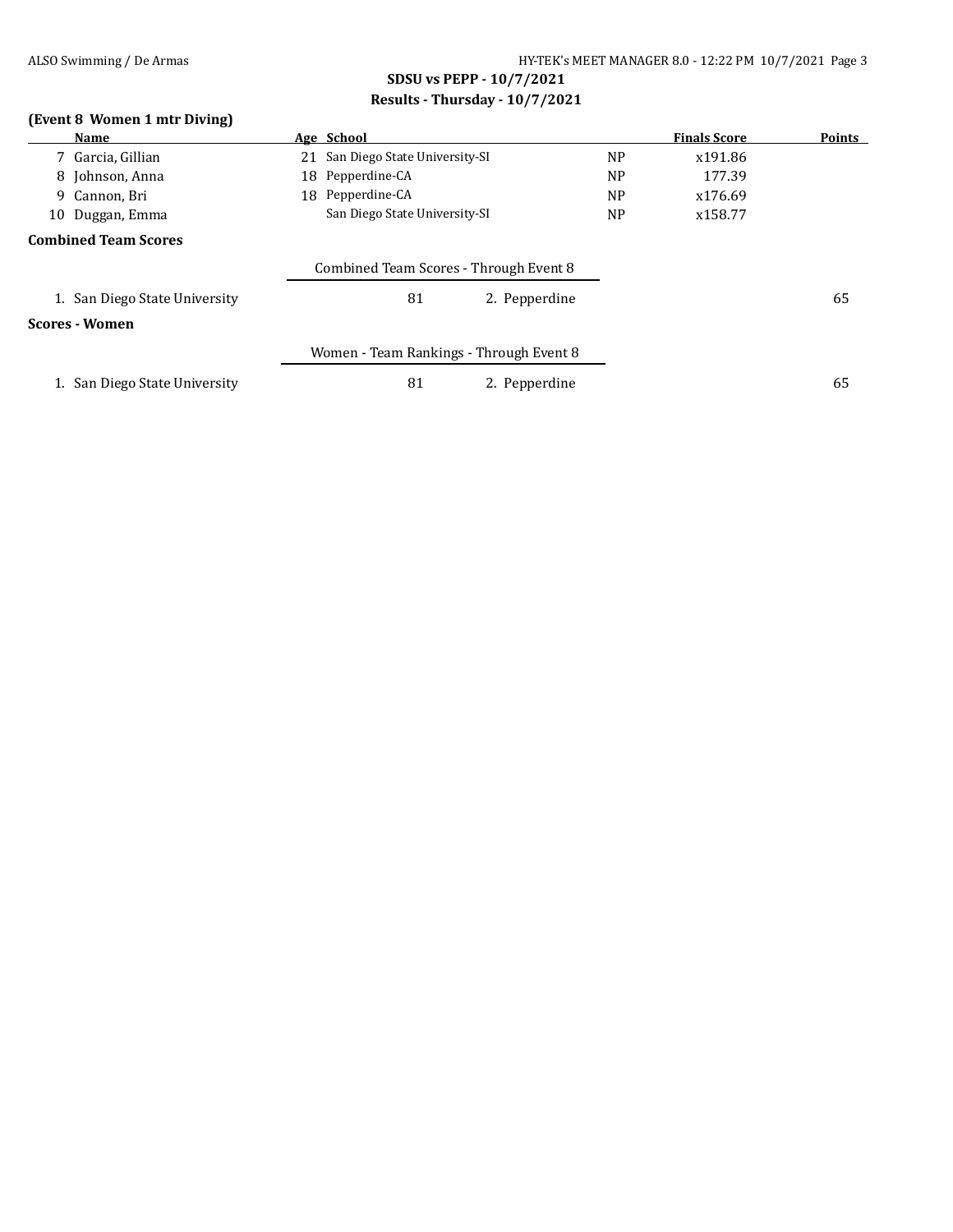## SDSU vs PEPP - 10/7/2021

### Results - Thursday - 10/7/2021

**(Event 8 Women 1 mtr Diving)**

| | Name | Age | School | | Finals Score | Points |
|---|---|---|---|---|---|---|
| 7 | Garcia, Gillian | 21 | San Diego State University-SI | NP | x191.86 | |
| 8 | Johnson, Anna | 18 | Pepperdine-CA | NP | 177.39 | |
| 9 | Cannon, Bri | 18 | Pepperdine-CA | NP | x176.69 | |
| 10 | Duggan, Emma | | San Diego State University-SI | NP | x158.77 | |

**Combined Team Scores**

Combined Team Scores - Through Event 8

| | | | |
|---|---|---|---|
| 1. San Diego State University | 81 | 2. Pepperdine | 65 |

**Scores - Women**

Women - Team Rankings - Through Event 8

| | | | |
|---|---|---|---|
| 1. San Diego State University | 81 | 2. Pepperdine | 65 |